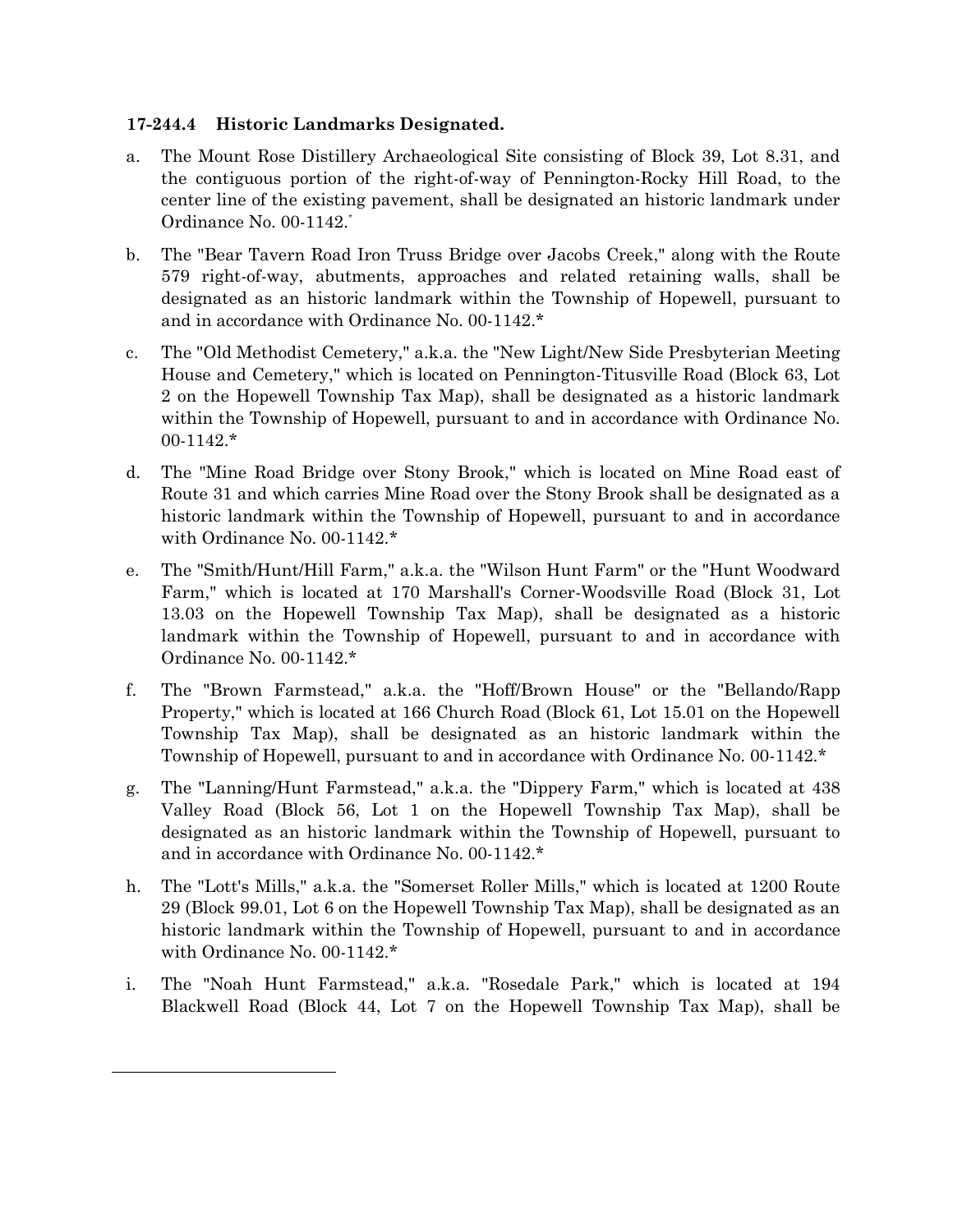**17-244.4 Historic Landmarks Designated.**

a. The Mount Rose Distillery Archaeological Site consisting of Block 39, Lot 8.31, and the contiguous portion of the right-of-way of Pennington-Rocky Hill Road, to the center line of the existing pavement, shall be designated an historic landmark under Ordinance No. 00-1142.*

b. The "Bear Tavern Road Iron Truss Bridge over Jacobs Creek," along with the Route 579 right-of-way, abutments, approaches and related retaining walls, shall be designated as an historic landmark within the Township of Hopewell, pursuant to and in accordance with Ordinance No. 00-1142.*

c. The "Old Methodist Cemetery," a.k.a. the "New Light/New Side Presbyterian Meeting House and Cemetery," which is located on Pennington-Titusville Road (Block 63, Lot 2 on the Hopewell Township Tax Map), shall be designated as a historic landmark within the Township of Hopewell, pursuant to and in accordance with Ordinance No. 00-1142.*

d. The "Mine Road Bridge over Stony Brook," which is located on Mine Road east of Route 31 and which carries Mine Road over the Stony Brook shall be designated as a historic landmark within the Township of Hopewell, pursuant to and in accordance with Ordinance No. 00-1142.*

e. The "Smith/Hunt/Hill Farm," a.k.a. the "Wilson Hunt Farm" or the "Hunt Woodward Farm," which is located at 170 Marshall's Corner-Woodsville Road (Block 31, Lot 13.03 on the Hopewell Township Tax Map), shall be designated as a historic landmark within the Township of Hopewell, pursuant to and in accordance with Ordinance No. 00-1142.*

f. The "Brown Farmstead," a.k.a. the "Hoff/Brown House" or the "Bellando/Rapp Property," which is located at 166 Church Road (Block 61, Lot 15.01 on the Hopewell Township Tax Map), shall be designated as an historic landmark within the Township of Hopewell, pursuant to and in accordance with Ordinance No. 00-1142.*

g. The "Lanning/Hunt Farmstead," a.k.a. the "Dippery Farm," which is located at 438 Valley Road (Block 56, Lot 1 on the Hopewell Township Tax Map), shall be designated as an historic landmark within the Township of Hopewell, pursuant to and in accordance with Ordinance No. 00-1142.*

h. The "Lott's Mills," a.k.a. the "Somerset Roller Mills," which is located at 1200 Route 29 (Block 99.01, Lot 6 on the Hopewell Township Tax Map), shall be designated as an historic landmark within the Township of Hopewell, pursuant to and in accordance with Ordinance No. 00-1142.*

i. The "Noah Hunt Farmstead," a.k.a. "Rosedale Park," which is located at 194 Blackwell Road (Block 44, Lot 7 on the Hopewell Township Tax Map), shall be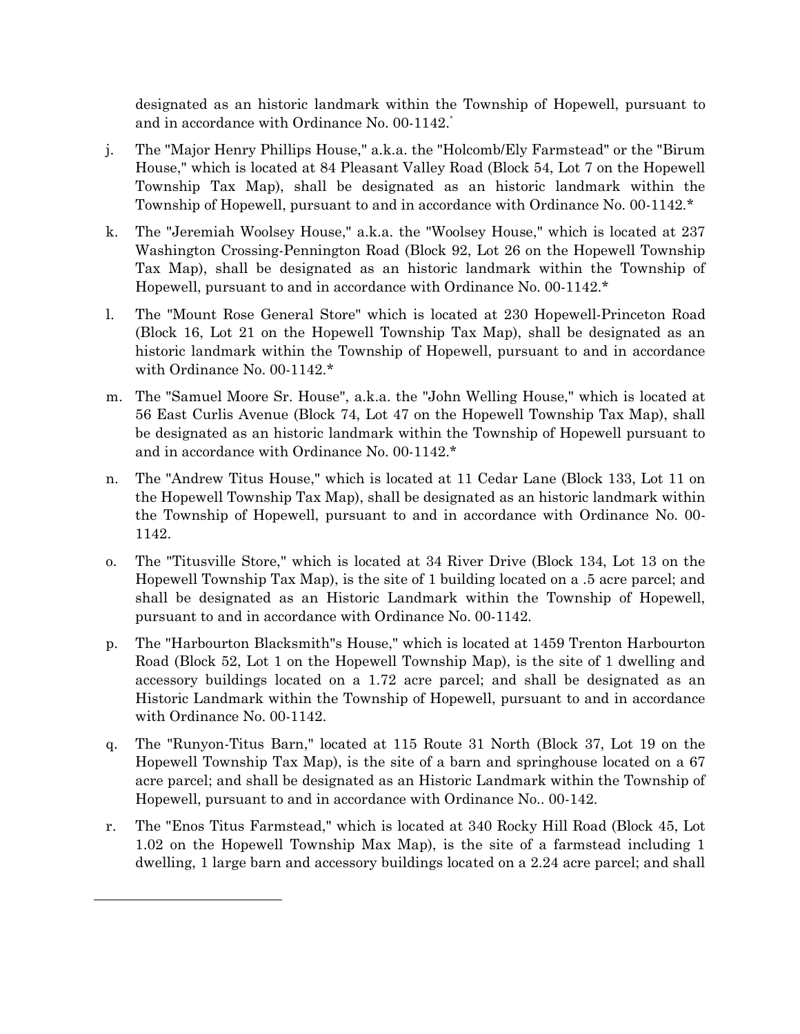designated as an historic landmark within the Township of Hopewell, pursuant to and in accordance with Ordinance No. 00-1142.*

j. The "Major Henry Phillips House," a.k.a. the "Holcomb/Ely Farmstead" or the "Birum House," which is located at 84 Pleasant Valley Road (Block 54, Lot 7 on the Hopewell Township Tax Map), shall be designated as an historic landmark within the Township of Hopewell, pursuant to and in accordance with Ordinance No. 00-1142.*

k. The "Jeremiah Woolsey House," a.k.a. the "Woolsey House," which is located at 237 Washington Crossing-Pennington Road (Block 92, Lot 26 on the Hopewell Township Tax Map), shall be designated as an historic landmark within the Township of Hopewell, pursuant to and in accordance with Ordinance No. 00-1142.*

l. The "Mount Rose General Store" which is located at 230 Hopewell-Princeton Road (Block 16, Lot 21 on the Hopewell Township Tax Map), shall be designated as an historic landmark within the Township of Hopewell, pursuant to and in accordance with Ordinance No. 00-1142.*

m. The "Samuel Moore Sr. House", a.k.a. the "John Welling House," which is located at 56 East Curlis Avenue (Block 74, Lot 47 on the Hopewell Township Tax Map), shall be designated as an historic landmark within the Township of Hopewell pursuant to and in accordance with Ordinance No. 00-1142.*

n. The "Andrew Titus House," which is located at 11 Cedar Lane (Block 133, Lot 11 on the Hopewell Township Tax Map), shall be designated as an historic landmark within the Township of Hopewell, pursuant to and in accordance with Ordinance No. 00-1142.

o. The "Titusville Store," which is located at 34 River Drive (Block 134, Lot 13 on the Hopewell Township Tax Map), is the site of 1 building located on a .5 acre parcel; and shall be designated as an Historic Landmark within the Township of Hopewell, pursuant to and in accordance with Ordinance No. 00-1142.

p. The "Harbourton Blacksmith"s House," which is located at 1459 Trenton Harbourton Road (Block 52, Lot 1 on the Hopewell Township Map), is the site of 1 dwelling and accessory buildings located on a 1.72 acre parcel; and shall be designated as an Historic Landmark within the Township of Hopewell, pursuant to and in accordance with Ordinance No. 00-1142.

q. The "Runyon-Titus Barn," located at 115 Route 31 North (Block 37, Lot 19 on the Hopewell Township Tax Map), is the site of a barn and springhouse located on a 67 acre parcel; and shall be designated as an Historic Landmark within the Township of Hopewell, pursuant to and in accordance with Ordinance No.. 00-142.

r. The "Enos Titus Farmstead," which is located at 340 Rocky Hill Road (Block 45, Lot 1.02 on the Hopewell Township Max Map), is the site of a farmstead including 1 dwelling, 1 large barn and accessory buildings located on a 2.24 acre parcel; and shall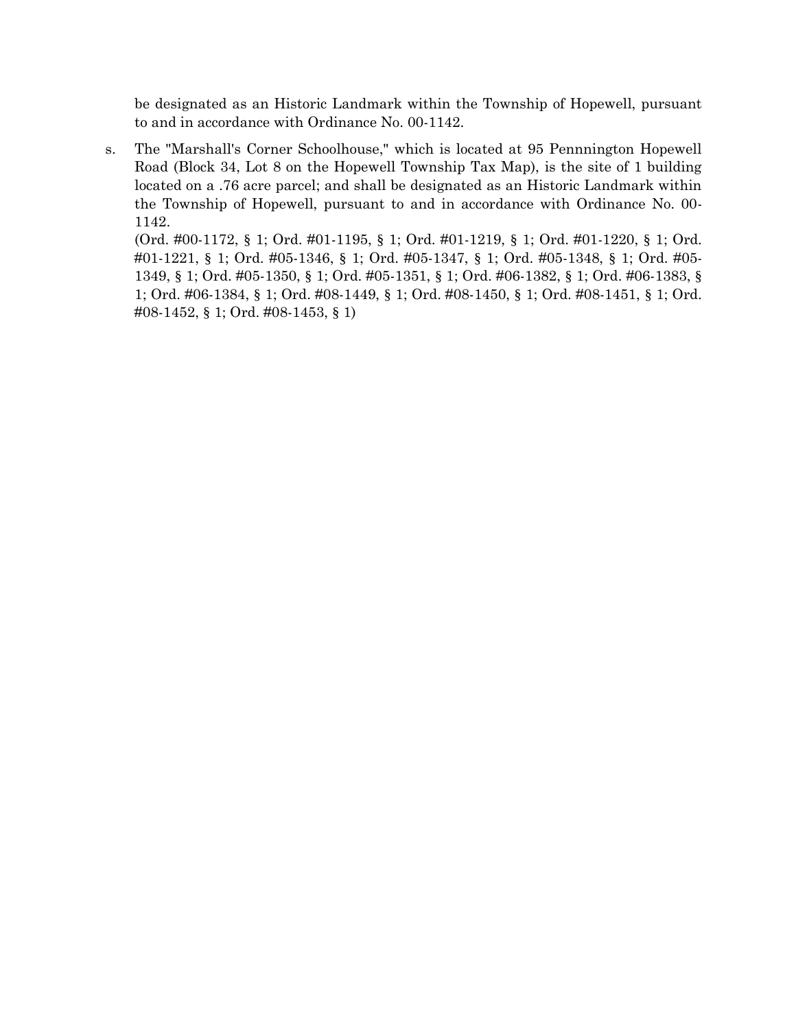be designated as an Historic Landmark within the Township of Hopewell, pursuant to and in accordance with Ordinance No. 00-1142.

s. The "Marshall's Corner Schoolhouse," which is located at 95 Pennnington Hopewell Road (Block 34, Lot 8 on the Hopewell Township Tax Map), is the site of 1 building located on a .76 acre parcel; and shall be designated as an Historic Landmark within the Township of Hopewell, pursuant to and in accordance with Ordinance No. 00-1142.

(Ord. #00-1172, § 1; Ord. #01-1195, § 1; Ord. #01-1219, § 1; Ord. #01-1220, § 1; Ord. #01-1221, § 1; Ord. #05-1346, § 1; Ord. #05-1347, § 1; Ord. #05-1348, § 1; Ord. #05-1349, § 1; Ord. #05-1350, § 1; Ord. #05-1351, § 1; Ord. #06-1382, § 1; Ord. #06-1383, § 1; Ord. #06-1384, § 1; Ord. #08-1449, § 1; Ord. #08-1450, § 1; Ord. #08-1451, § 1; Ord. #08-1452, § 1; Ord. #08-1453, § 1)